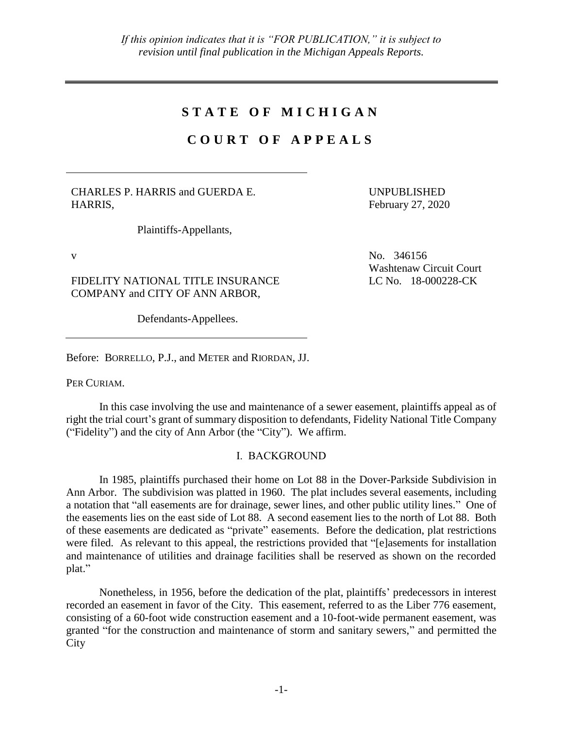*If this opinion indicates that it is "FOR PUBLICATION," it is subject to revision until final publication in the Michigan Appeals Reports.*

---

# STATE OF MICHIGAN

# COURT OF APPEALS

---

CHARLES P. HARRIS and GUERDA E. HARRIS,

Plaintiffs-Appellants,

v

FIDELITY NATIONAL TITLE INSURANCE COMPANY and CITY OF ANN ARBOR,

Defendants-Appellees.

---

UNPUBLISHED
February 27, 2020

No. 346156
Washtenaw Circuit Court
LC No. 18-000228-CK

Before: BORRELLO, P.J., and METER and RIORDAN, JJ.

PER CURIAM.

In this case involving the use and maintenance of a sewer easement, plaintiffs appeal as of right the trial court's grant of summary disposition to defendants, Fidelity National Title Company ("Fidelity") and the city of Ann Arbor (the "City"). We affirm.

## I. BACKGROUND

In 1985, plaintiffs purchased their home on Lot 88 in the Dover-Parkside Subdivision in Ann Arbor. The subdivision was platted in 1960. The plat includes several easements, including a notation that "all easements are for drainage, sewer lines, and other public utility lines." One of the easements lies on the east side of Lot 88. A second easement lies to the north of Lot 88. Both of these easements are dedicated as "private" easements. Before the dedication, plat restrictions were filed. As relevant to this appeal, the restrictions provided that "[e]asements for installation and maintenance of utilities and drainage facilities shall be reserved as shown on the recorded plat."

Nonetheless, in 1956, before the dedication of the plat, plaintiffs' predecessors in interest recorded an easement in favor of the City. This easement, referred to as the Liber 776 easement, consisting of a 60-foot wide construction easement and a 10-foot-wide permanent easement, was granted "for the construction and maintenance of storm and sanitary sewers," and permitted the City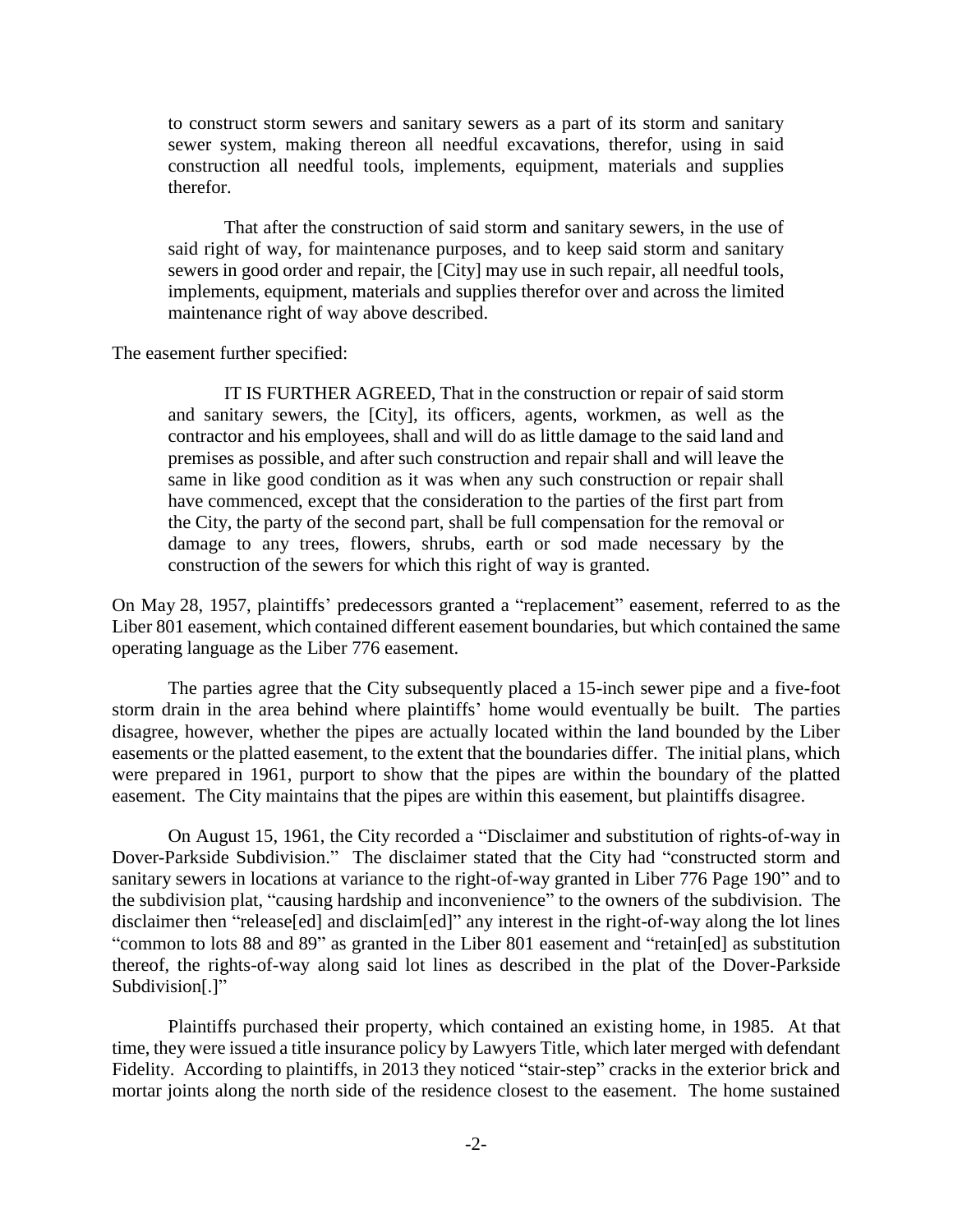> to construct storm sewers and sanitary sewers as a part of its storm and sanitary sewer system, making thereon all needful excavations, therefor, using in said construction all needful tools, implements, equipment, materials and supplies therefor.
>
> That after the construction of said storm and sanitary sewers, in the use of said right of way, for maintenance purposes, and to keep said storm and sanitary sewers in good order and repair, the [City] may use in such repair, all needful tools, implements, equipment, materials and supplies therefor over and across the limited maintenance right of way above described.

The easement further specified:

> IT IS FURTHER AGREED, That in the construction or repair of said storm and sanitary sewers, the [City], its officers, agents, workmen, as well as the contractor and his employees, shall and will do as little damage to the said land and premises as possible, and after such construction and repair shall and will leave the same in like good condition as it was when any such construction or repair shall have commenced, except that the consideration to the parties of the first part from the City, the party of the second part, shall be full compensation for the removal or damage to any trees, flowers, shrubs, earth or sod made necessary by the construction of the sewers for which this right of way is granted.

On May 28, 1957, plaintiffs' predecessors granted a "replacement" easement, referred to as the Liber 801 easement, which contained different easement boundaries, but which contained the same operating language as the Liber 776 easement.

The parties agree that the City subsequently placed a 15-inch sewer pipe and a five-foot storm drain in the area behind where plaintiffs' home would eventually be built. The parties disagree, however, whether the pipes are actually located within the land bounded by the Liber easements or the platted easement, to the extent that the boundaries differ. The initial plans, which were prepared in 1961, purport to show that the pipes are within the boundary of the platted easement. The City maintains that the pipes are within this easement, but plaintiffs disagree.

On August 15, 1961, the City recorded a "Disclaimer and substitution of rights-of-way in Dover-Parkside Subdivision." The disclaimer stated that the City had "constructed storm and sanitary sewers in locations at variance to the right-of-way granted in Liber 776 Page 190" and to the subdivision plat, "causing hardship and inconvenience" to the owners of the subdivision. The disclaimer then "release[ed] and disclaim[ed]" any interest in the right-of-way along the lot lines "common to lots 88 and 89" as granted in the Liber 801 easement and "retain[ed] as substitution thereof, the rights-of-way along said lot lines as described in the plat of the Dover-Parkside Subdivision[.]"

Plaintiffs purchased their property, which contained an existing home, in 1985. At that time, they were issued a title insurance policy by Lawyers Title, which later merged with defendant Fidelity. According to plaintiffs, in 2013 they noticed "stair-step" cracks in the exterior brick and mortar joints along the north side of the residence closest to the easement. The home sustained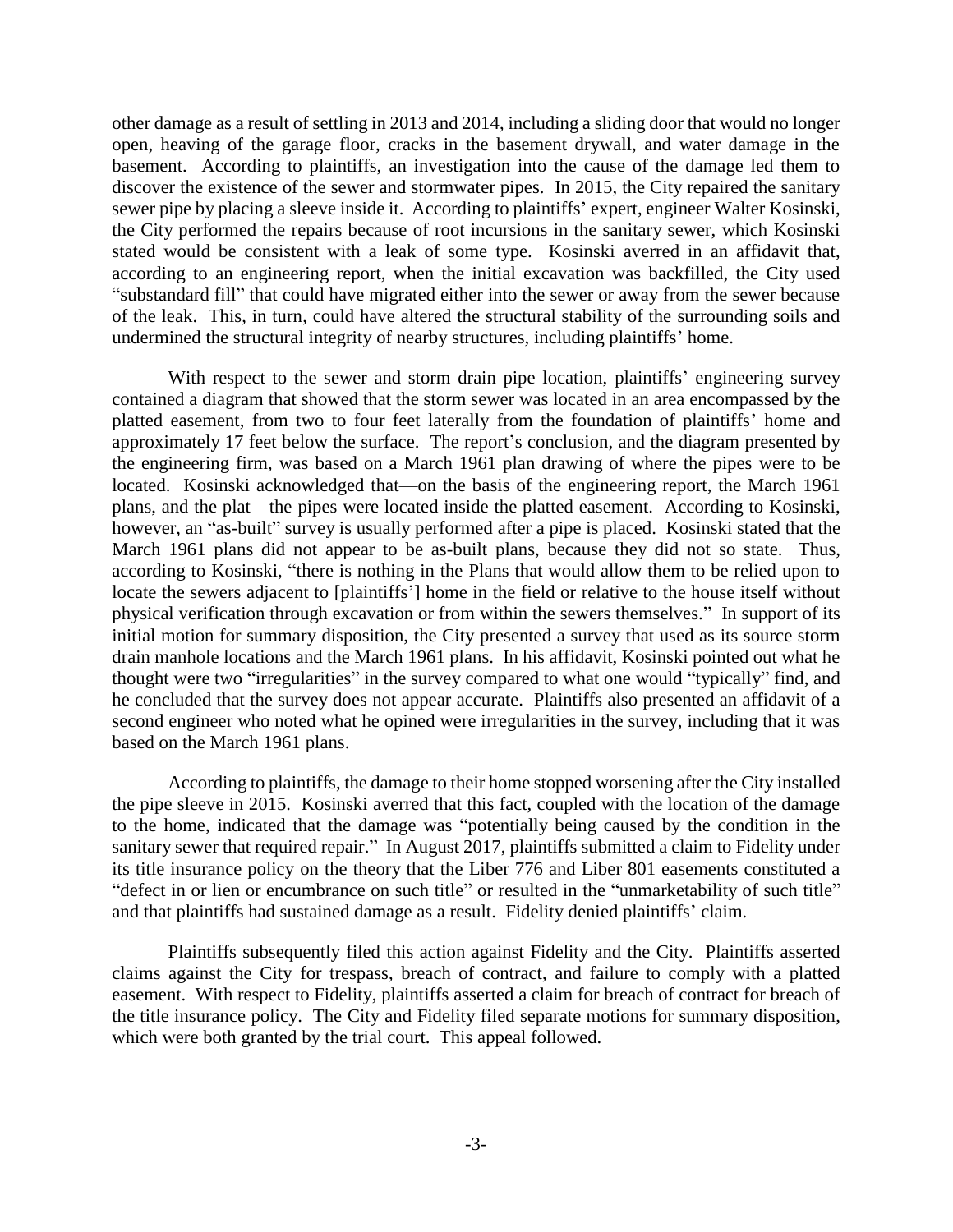other damage as a result of settling in 2013 and 2014, including a sliding door that would no longer open, heaving of the garage floor, cracks in the basement drywall, and water damage in the basement. According to plaintiffs, an investigation into the cause of the damage led them to discover the existence of the sewer and stormwater pipes. In 2015, the City repaired the sanitary sewer pipe by placing a sleeve inside it. According to plaintiffs' expert, engineer Walter Kosinski, the City performed the repairs because of root incursions in the sanitary sewer, which Kosinski stated would be consistent with a leak of some type. Kosinski averred in an affidavit that, according to an engineering report, when the initial excavation was backfilled, the City used "substandard fill" that could have migrated either into the sewer or away from the sewer because of the leak. This, in turn, could have altered the structural stability of the surrounding soils and undermined the structural integrity of nearby structures, including plaintiffs' home.

With respect to the sewer and storm drain pipe location, plaintiffs' engineering survey contained a diagram that showed that the storm sewer was located in an area encompassed by the platted easement, from two to four feet laterally from the foundation of plaintiffs' home and approximately 17 feet below the surface. The report's conclusion, and the diagram presented by the engineering firm, was based on a March 1961 plan drawing of where the pipes were to be located. Kosinski acknowledged that—on the basis of the engineering report, the March 1961 plans, and the plat—the pipes were located inside the platted easement. According to Kosinski, however, an "as-built" survey is usually performed after a pipe is placed. Kosinski stated that the March 1961 plans did not appear to be as-built plans, because they did not so state. Thus, according to Kosinski, "there is nothing in the Plans that would allow them to be relied upon to locate the sewers adjacent to [plaintiffs'] home in the field or relative to the house itself without physical verification through excavation or from within the sewers themselves." In support of its initial motion for summary disposition, the City presented a survey that used as its source storm drain manhole locations and the March 1961 plans. In his affidavit, Kosinski pointed out what he thought were two "irregularities" in the survey compared to what one would "typically" find, and he concluded that the survey does not appear accurate. Plaintiffs also presented an affidavit of a second engineer who noted what he opined were irregularities in the survey, including that it was based on the March 1961 plans.

According to plaintiffs, the damage to their home stopped worsening after the City installed the pipe sleeve in 2015. Kosinski averred that this fact, coupled with the location of the damage to the home, indicated that the damage was "potentially being caused by the condition in the sanitary sewer that required repair." In August 2017, plaintiffs submitted a claim to Fidelity under its title insurance policy on the theory that the Liber 776 and Liber 801 easements constituted a "defect in or lien or encumbrance on such title" or resulted in the "unmarketability of such title" and that plaintiffs had sustained damage as a result. Fidelity denied plaintiffs' claim.

Plaintiffs subsequently filed this action against Fidelity and the City. Plaintiffs asserted claims against the City for trespass, breach of contract, and failure to comply with a platted easement. With respect to Fidelity, plaintiffs asserted a claim for breach of contract for breach of the title insurance policy. The City and Fidelity filed separate motions for summary disposition, which were both granted by the trial court. This appeal followed.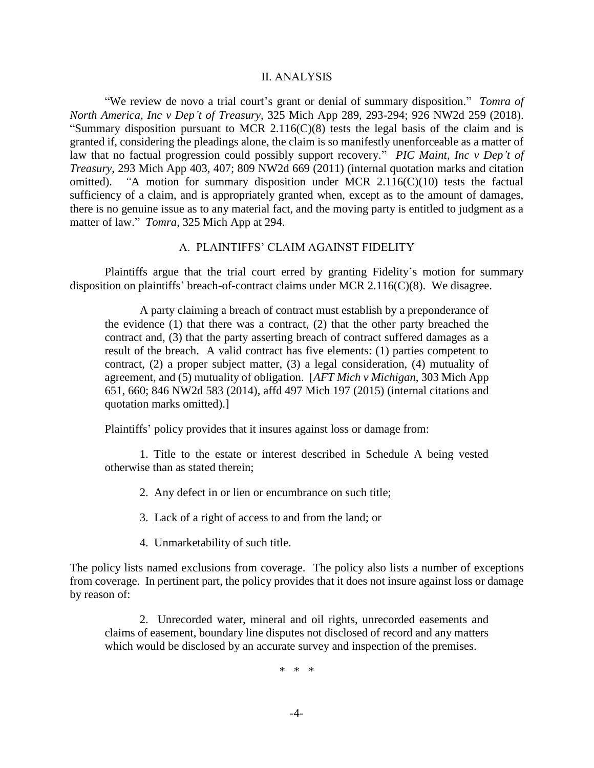## II. ANALYSIS

"We review de novo a trial court's grant or denial of summary disposition." *Tomra of North America, Inc v Dep't of Treasury*, 325 Mich App 289, 293-294; 926 NW2d 259 (2018). "Summary disposition pursuant to MCR 2.116(C)(8) tests the legal basis of the claim and is granted if, considering the pleadings alone, the claim is so manifestly unenforceable as a matter of law that no factual progression could possibly support recovery." *PIC Maint, Inc v Dep't of Treasury*, 293 Mich App 403, 407; 809 NW2d 669 (2011) (internal quotation marks and citation omitted). "A motion for summary disposition under MCR 2.116(C)(10) tests the factual sufficiency of a claim, and is appropriately granted when, except as to the amount of damages, there is no genuine issue as to any material fact, and the moving party is entitled to judgment as a matter of law." *Tomra*, 325 Mich App at 294.

### A. PLAINTIFFS' CLAIM AGAINST FIDELITY

Plaintiffs argue that the trial court erred by granting Fidelity's motion for summary disposition on plaintiffs' breach-of-contract claims under MCR 2.116(C)(8). We disagree.

> A party claiming a breach of contract must establish by a preponderance of the evidence (1) that there was a contract, (2) that the other party breached the contract and, (3) that the party asserting breach of contract suffered damages as a result of the breach. A valid contract has five elements: (1) parties competent to contract, (2) a proper subject matter, (3) a legal consideration, (4) mutuality of agreement, and (5) mutuality of obligation. [*AFT Mich v Michigan*, 303 Mich App 651, 660; 846 NW2d 583 (2014), affd 497 Mich 197 (2015) (internal citations and quotation marks omitted).]

Plaintiffs' policy provides that it insures against loss or damage from:

> 1. Title to the estate or interest described in Schedule A being vested otherwise than as stated therein;
>
> 2. Any defect in or lien or encumbrance on such title;
>
> 3. Lack of a right of access to and from the land; or
>
> 4. Unmarketability of such title.

The policy lists named exclusions from coverage. The policy also lists a number of exceptions from coverage. In pertinent part, the policy provides that it does not insure against loss or damage by reason of:

> 2. Unrecorded water, mineral and oil rights, unrecorded easements and claims of easement, boundary line disputes not disclosed of record and any matters which would be disclosed by an accurate survey and inspection of the premises.
>
> \* \* \*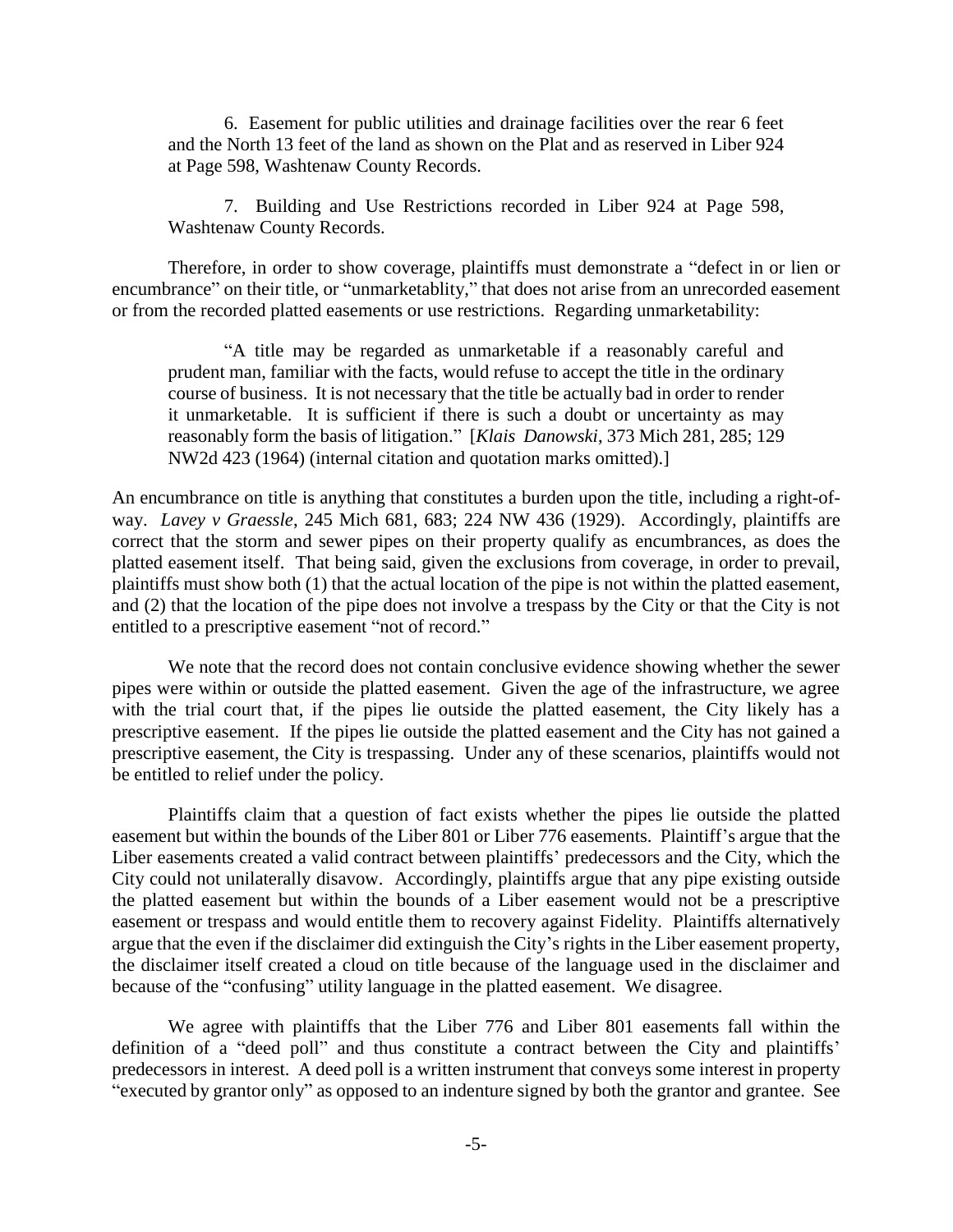6. Easement for public utilities and drainage facilities over the rear 6 feet and the North 13 feet of the land as shown on the Plat and as reserved in Liber 924 at Page 598, Washtenaw County Records.

7. Building and Use Restrictions recorded in Liber 924 at Page 598, Washtenaw County Records.

Therefore, in order to show coverage, plaintiffs must demonstrate a "defect in or lien or encumbrance" on their title, or "unmarketablity," that does not arise from an unrecorded easement or from the recorded platted easements or use restrictions. Regarding unmarketability:

> "A title may be regarded as unmarketable if a reasonably careful and prudent man, familiar with the facts, would refuse to accept the title in the ordinary course of business. It is not necessary that the title be actually bad in order to render it unmarketable. It is sufficient if there is such a doubt or uncertainty as may reasonably form the basis of litigation." [*Klais Danowski*, 373 Mich 281, 285; 129 NW2d 423 (1964) (internal citation and quotation marks omitted).]

An encumbrance on title is anything that constitutes a burden upon the title, including a right-of-way. *Lavey v Graessle*, 245 Mich 681, 683; 224 NW 436 (1929). Accordingly, plaintiffs are correct that the storm and sewer pipes on their property qualify as encumbrances, as does the platted easement itself. That being said, given the exclusions from coverage, in order to prevail, plaintiffs must show both (1) that the actual location of the pipe is not within the platted easement, and (2) that the location of the pipe does not involve a trespass by the City or that the City is not entitled to a prescriptive easement "not of record."

We note that the record does not contain conclusive evidence showing whether the sewer pipes were within or outside the platted easement. Given the age of the infrastructure, we agree with the trial court that, if the pipes lie outside the platted easement, the City likely has a prescriptive easement. If the pipes lie outside the platted easement and the City has not gained a prescriptive easement, the City is trespassing. Under any of these scenarios, plaintiffs would not be entitled to relief under the policy.

Plaintiffs claim that a question of fact exists whether the pipes lie outside the platted easement but within the bounds of the Liber 801 or Liber 776 easements. Plaintiff's argue that the Liber easements created a valid contract between plaintiffs' predecessors and the City, which the City could not unilaterally disavow. Accordingly, plaintiffs argue that any pipe existing outside the platted easement but within the bounds of a Liber easement would not be a prescriptive easement or trespass and would entitle them to recovery against Fidelity. Plaintiffs alternatively argue that the even if the disclaimer did extinguish the City's rights in the Liber easement property, the disclaimer itself created a cloud on title because of the language used in the disclaimer and because of the "confusing" utility language in the platted easement. We disagree.

We agree with plaintiffs that the Liber 776 and Liber 801 easements fall within the definition of a "deed poll" and thus constitute a contract between the City and plaintiffs' predecessors in interest. A deed poll is a written instrument that conveys some interest in property "executed by grantor only" as opposed to an indenture signed by both the grantor and grantee. See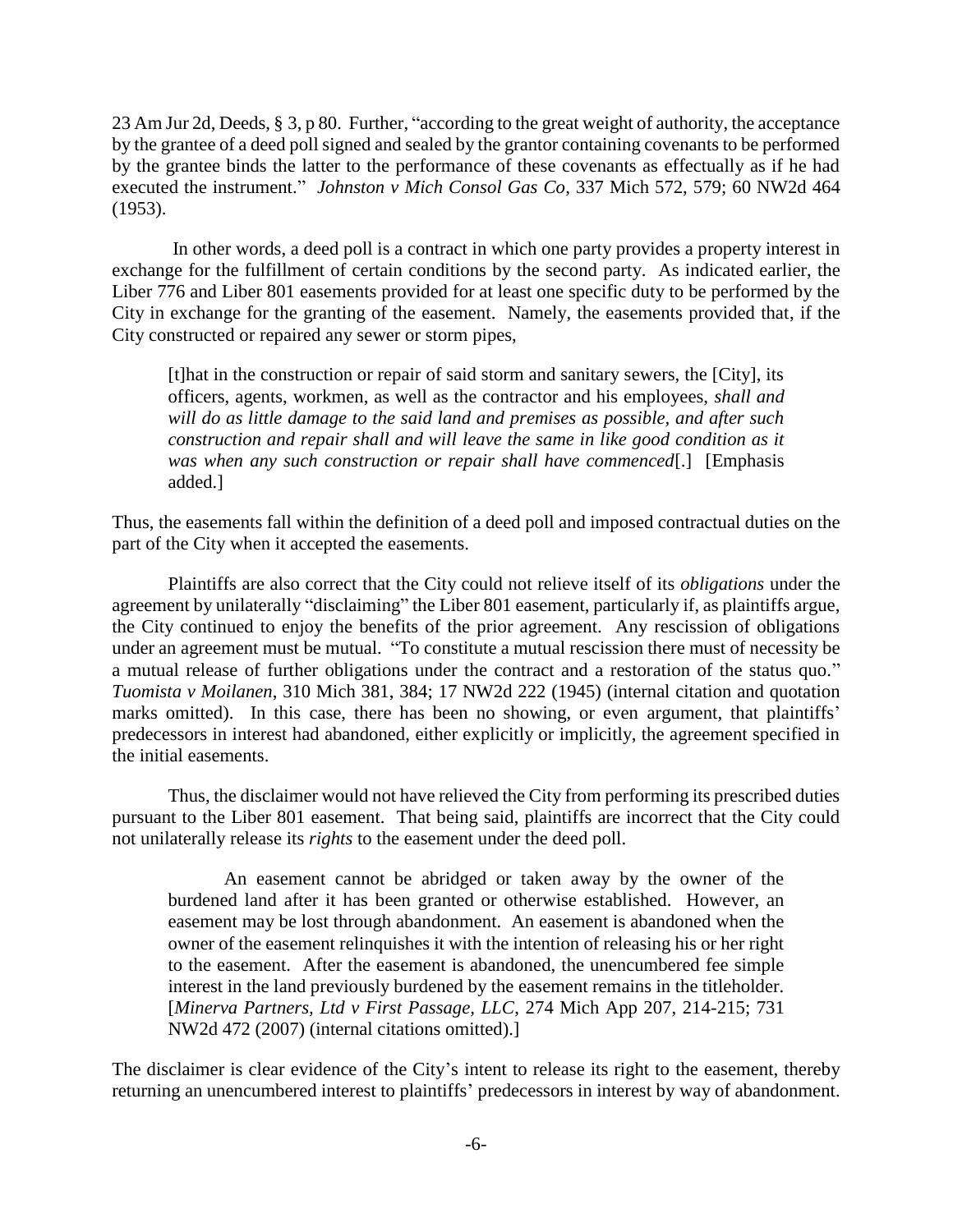23 Am Jur 2d, Deeds, § 3, p 80. Further, "according to the great weight of authority, the acceptance by the grantee of a deed poll signed and sealed by the grantor containing covenants to be performed by the grantee binds the latter to the performance of these covenants as effectually as if he had executed the instrument." *Johnston v Mich Consol Gas Co*, 337 Mich 572, 579; 60 NW2d 464 (1953).

In other words, a deed poll is a contract in which one party provides a property interest in exchange for the fulfillment of certain conditions by the second party. As indicated earlier, the Liber 776 and Liber 801 easements provided for at least one specific duty to be performed by the City in exchange for the granting of the easement. Namely, the easements provided that, if the City constructed or repaired any sewer or storm pipes,

> [t]hat in the construction or repair of said storm and sanitary sewers, the [City], its officers, agents, workmen, as well as the contractor and his employees, *shall and will do as little damage to the said land and premises as possible, and after such construction and repair shall and will leave the same in like good condition as it was when any such construction or repair shall have commenced*[.] [Emphasis added.]

Thus, the easements fall within the definition of a deed poll and imposed contractual duties on the part of the City when it accepted the easements.

Plaintiffs are also correct that the City could not relieve itself of its *obligations* under the agreement by unilaterally "disclaiming" the Liber 801 easement, particularly if, as plaintiffs argue, the City continued to enjoy the benefits of the prior agreement. Any rescission of obligations under an agreement must be mutual. "To constitute a mutual rescission there must of necessity be a mutual release of further obligations under the contract and a restoration of the status quo." *Tuomista v Moilanen*, 310 Mich 381, 384; 17 NW2d 222 (1945) (internal citation and quotation marks omitted). In this case, there has been no showing, or even argument, that plaintiffs' predecessors in interest had abandoned, either explicitly or implicitly, the agreement specified in the initial easements.

Thus, the disclaimer would not have relieved the City from performing its prescribed duties pursuant to the Liber 801 easement. That being said, plaintiffs are incorrect that the City could not unilaterally release its *rights* to the easement under the deed poll.

> An easement cannot be abridged or taken away by the owner of the burdened land after it has been granted or otherwise established. However, an easement may be lost through abandonment. An easement is abandoned when the owner of the easement relinquishes it with the intention of releasing his or her right to the easement. After the easement is abandoned, the unencumbered fee simple interest in the land previously burdened by the easement remains in the titleholder. [*Minerva Partners, Ltd v First Passage, LLC*, 274 Mich App 207, 214-215; 731 NW2d 472 (2007) (internal citations omitted).]

The disclaimer is clear evidence of the City's intent to release its right to the easement, thereby returning an unencumbered interest to plaintiffs' predecessors in interest by way of abandonment.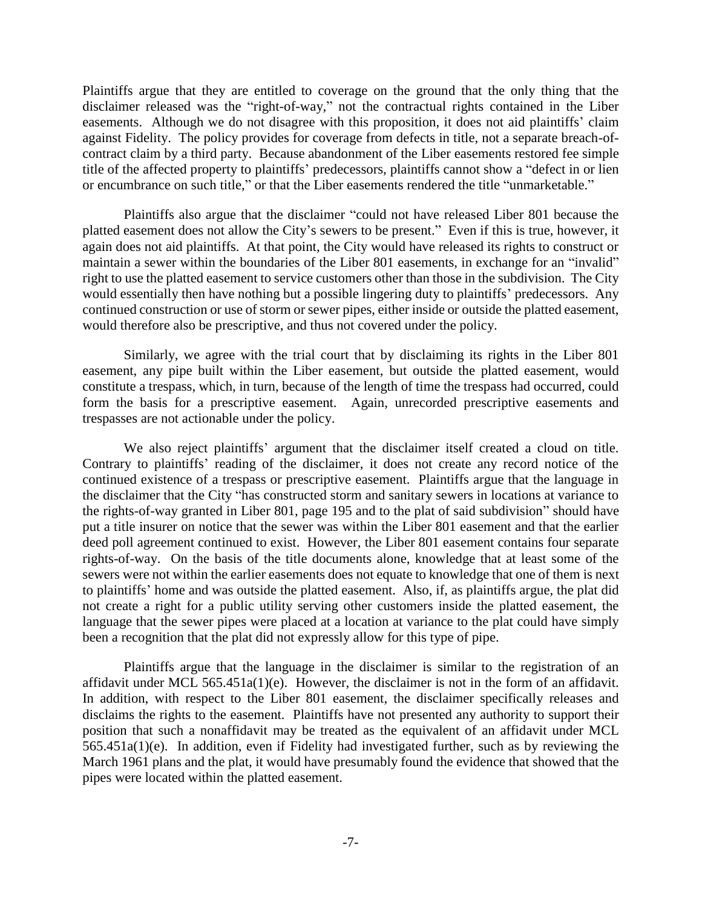Plaintiffs argue that they are entitled to coverage on the ground that the only thing that the disclaimer released was the "right-of-way," not the contractual rights contained in the Liber easements. Although we do not disagree with this proposition, it does not aid plaintiffs' claim against Fidelity. The policy provides for coverage from defects in title, not a separate breach-of-contract claim by a third party. Because abandonment of the Liber easements restored fee simple title of the affected property to plaintiffs' predecessors, plaintiffs cannot show a "defect in or lien or encumbrance on such title," or that the Liber easements rendered the title "unmarketable."

Plaintiffs also argue that the disclaimer "could not have released Liber 801 because the platted easement does not allow the City's sewers to be present." Even if this is true, however, it again does not aid plaintiffs. At that point, the City would have released its rights to construct or maintain a sewer within the boundaries of the Liber 801 easements, in exchange for an "invalid" right to use the platted easement to service customers other than those in the subdivision. The City would essentially then have nothing but a possible lingering duty to plaintiffs' predecessors. Any continued construction or use of storm or sewer pipes, either inside or outside the platted easement, would therefore also be prescriptive, and thus not covered under the policy.

Similarly, we agree with the trial court that by disclaiming its rights in the Liber 801 easement, any pipe built within the Liber easement, but outside the platted easement, would constitute a trespass, which, in turn, because of the length of time the trespass had occurred, could form the basis for a prescriptive easement. Again, unrecorded prescriptive easements and trespasses are not actionable under the policy.

We also reject plaintiffs' argument that the disclaimer itself created a cloud on title. Contrary to plaintiffs' reading of the disclaimer, it does not create any record notice of the continued existence of a trespass or prescriptive easement. Plaintiffs argue that the language in the disclaimer that the City "has constructed storm and sanitary sewers in locations at variance to the rights-of-way granted in Liber 801, page 195 and to the plat of said subdivision" should have put a title insurer on notice that the sewer was within the Liber 801 easement and that the earlier deed poll agreement continued to exist. However, the Liber 801 easement contains four separate rights-of-way. On the basis of the title documents alone, knowledge that at least some of the sewers were not within the earlier easements does not equate to knowledge that one of them is next to plaintiffs' home and was outside the platted easement. Also, if, as plaintiffs argue, the plat did not create a right for a public utility serving other customers inside the platted easement, the language that the sewer pipes were placed at a location at variance to the plat could have simply been a recognition that the plat did not expressly allow for this type of pipe.

Plaintiffs argue that the language in the disclaimer is similar to the registration of an affidavit under MCL 565.451a(1)(e). However, the disclaimer is not in the form of an affidavit. In addition, with respect to the Liber 801 easement, the disclaimer specifically releases and disclaims the rights to the easement. Plaintiffs have not presented any authority to support their position that such a nonaffidavit may be treated as the equivalent of an affidavit under MCL 565.451a(1)(e). In addition, even if Fidelity had investigated further, such as by reviewing the March 1961 plans and the plat, it would have presumably found the evidence that showed that the pipes were located within the platted easement.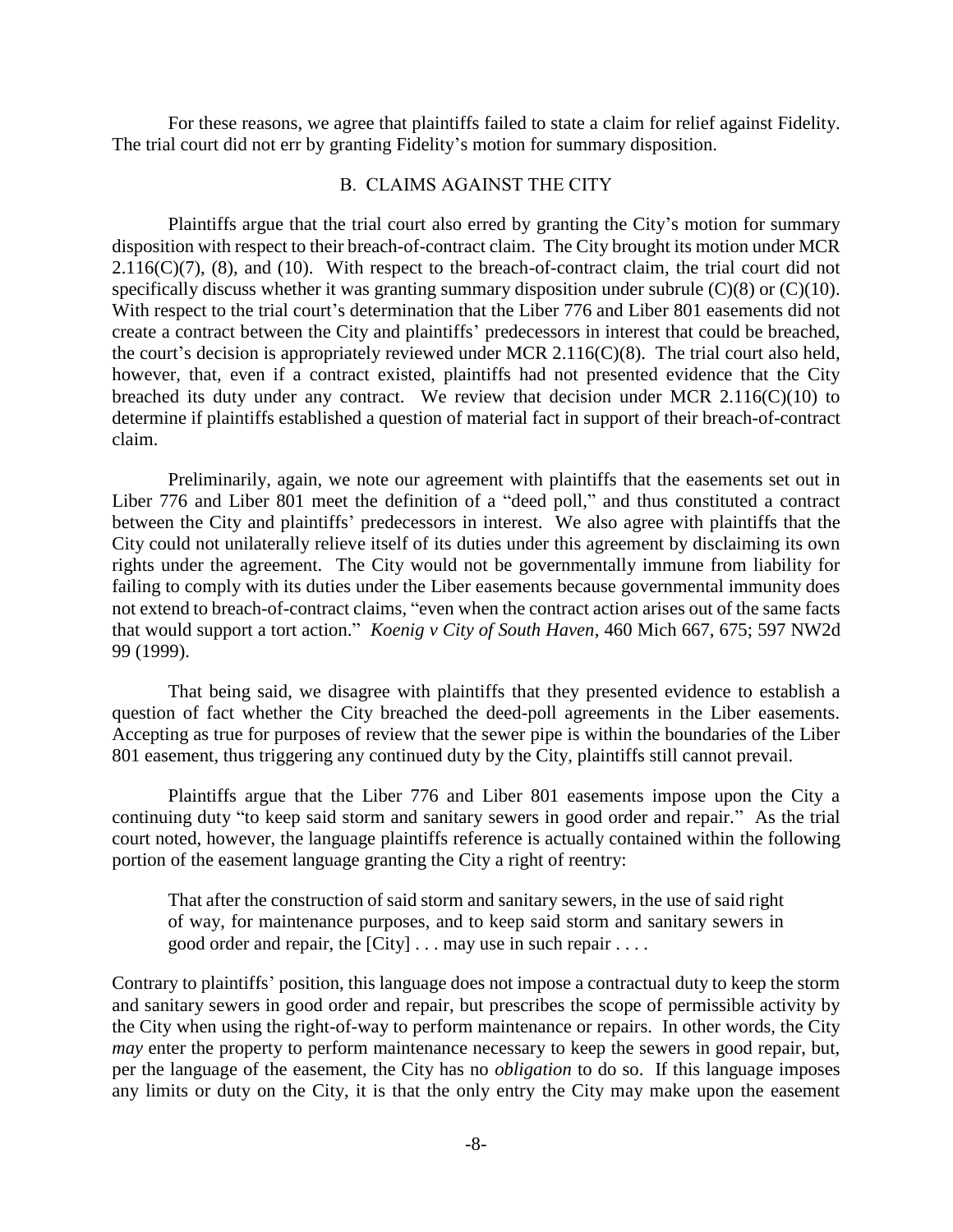For these reasons, we agree that plaintiffs failed to state a claim for relief against Fidelity. The trial court did not err by granting Fidelity's motion for summary disposition.

## B. CLAIMS AGAINST THE CITY

Plaintiffs argue that the trial court also erred by granting the City's motion for summary disposition with respect to their breach-of-contract claim. The City brought its motion under MCR 2.116(C)(7), (8), and (10). With respect to the breach-of-contract claim, the trial court did not specifically discuss whether it was granting summary disposition under subrule (C)(8) or (C)(10). With respect to the trial court's determination that the Liber 776 and Liber 801 easements did not create a contract between the City and plaintiffs' predecessors in interest that could be breached, the court's decision is appropriately reviewed under MCR 2.116(C)(8). The trial court also held, however, that, even if a contract existed, plaintiffs had not presented evidence that the City breached its duty under any contract. We review that decision under MCR 2.116(C)(10) to determine if plaintiffs established a question of material fact in support of their breach-of-contract claim.

Preliminarily, again, we note our agreement with plaintiffs that the easements set out in Liber 776 and Liber 801 meet the definition of a "deed poll," and thus constituted a contract between the City and plaintiffs' predecessors in interest. We also agree with plaintiffs that the City could not unilaterally relieve itself of its duties under this agreement by disclaiming its own rights under the agreement. The City would not be governmentally immune from liability for failing to comply with its duties under the Liber easements because governmental immunity does not extend to breach-of-contract claims, "even when the contract action arises out of the same facts that would support a tort action." *Koenig v City of South Haven*, 460 Mich 667, 675; 597 NW2d 99 (1999).

That being said, we disagree with plaintiffs that they presented evidence to establish a question of fact whether the City breached the deed-poll agreements in the Liber easements. Accepting as true for purposes of review that the sewer pipe is within the boundaries of the Liber 801 easement, thus triggering any continued duty by the City, plaintiffs still cannot prevail.

Plaintiffs argue that the Liber 776 and Liber 801 easements impose upon the City a continuing duty "to keep said storm and sanitary sewers in good order and repair." As the trial court noted, however, the language plaintiffs reference is actually contained within the following portion of the easement language granting the City a right of reentry:

> That after the construction of said storm and sanitary sewers, in the use of said right of way, for maintenance purposes, and to keep said storm and sanitary sewers in good order and repair, the [City] . . . may use in such repair . . . .

Contrary to plaintiffs' position, this language does not impose a contractual duty to keep the storm and sanitary sewers in good order and repair, but prescribes the scope of permissible activity by the City when using the right-of-way to perform maintenance or repairs. In other words, the City *may* enter the property to perform maintenance necessary to keep the sewers in good repair, but, per the language of the easement, the City has no *obligation* to do so. If this language imposes any limits or duty on the City, it is that the only entry the City may make upon the easement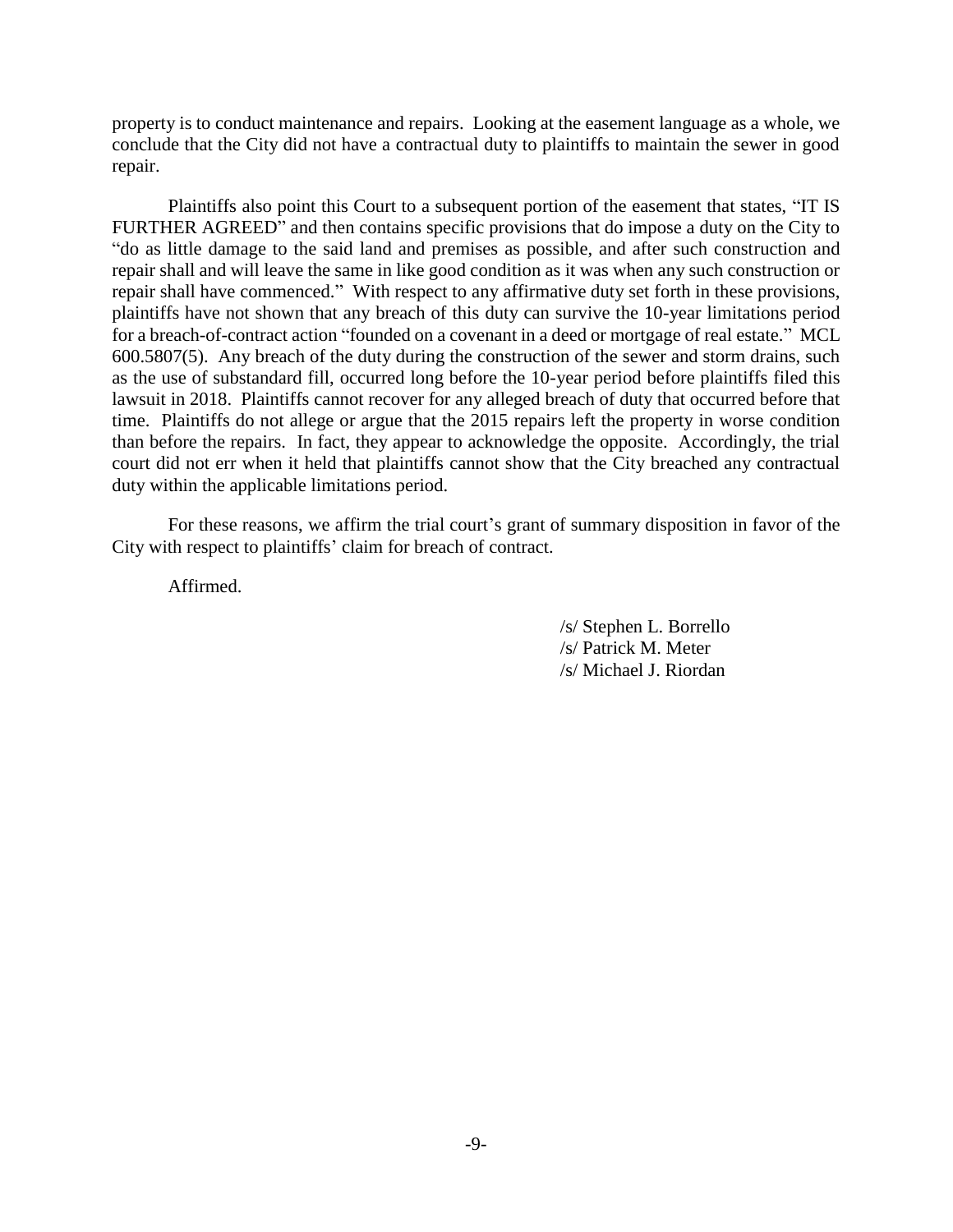property is to conduct maintenance and repairs. Looking at the easement language as a whole, we conclude that the City did not have a contractual duty to plaintiffs to maintain the sewer in good repair.

Plaintiffs also point this Court to a subsequent portion of the easement that states, "IT IS FURTHER AGREED" and then contains specific provisions that do impose a duty on the City to "do as little damage to the said land and premises as possible, and after such construction and repair shall and will leave the same in like good condition as it was when any such construction or repair shall have commenced." With respect to any affirmative duty set forth in these provisions, plaintiffs have not shown that any breach of this duty can survive the 10-year limitations period for a breach-of-contract action "founded on a covenant in a deed or mortgage of real estate." MCL 600.5807(5). Any breach of the duty during the construction of the sewer and storm drains, such as the use of substandard fill, occurred long before the 10-year period before plaintiffs filed this lawsuit in 2018. Plaintiffs cannot recover for any alleged breach of duty that occurred before that time. Plaintiffs do not allege or argue that the 2015 repairs left the property in worse condition than before the repairs. In fact, they appear to acknowledge the opposite. Accordingly, the trial court did not err when it held that plaintiffs cannot show that the City breached any contractual duty within the applicable limitations period.

For these reasons, we affirm the trial court's grant of summary disposition in favor of the City with respect to plaintiffs' claim for breach of contract.

Affirmed.

/s/ Stephen L. Borrello
/s/ Patrick M. Meter
/s/ Michael J. Riordan